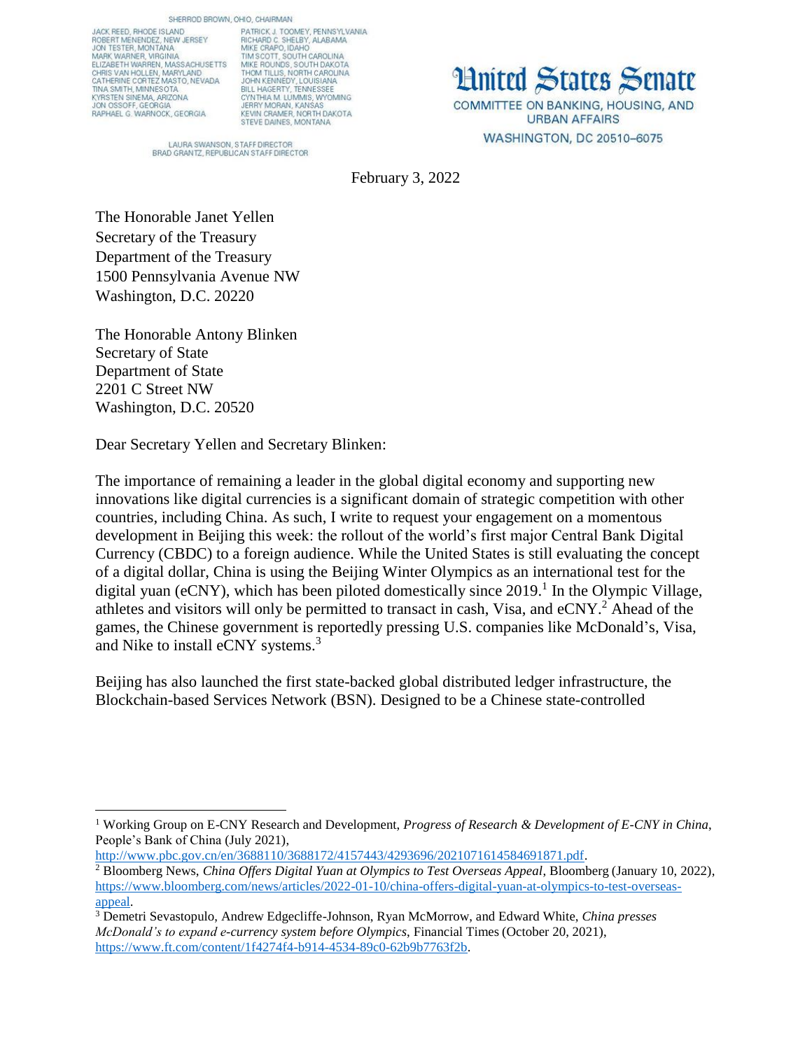SHERROD BROWN, OHIO, CHAIRMAN

JACK REED, RHODE ISLAND
ROBERT MENENDEZ, NEW JERSEY
JON TESTER, MONTANA
MARK WARNER, VIRGINIA
ELIZABETH WARREN, MASSACHUSETTS
CHRIS VAN HOLLEN, MARYLAND
CATHERINE CORTEZ MASTO, NEVADA
TINA SMITH, MINNESOTA
KYRSTEN SINEMA, ARIZONA
JON OSSOFF, GEORGIA
RAPHAEL G. WARNOCK, GEORGIA

PATRICK J. TOOMEY, PENNSYLVANIA
RICHARD C. SHELBY, ALABAMA
MIKE CRAPO, IDAHO
TIM SCOTT, SOUTH CAROLINA
MIKE ROUNDS, SOUTH DAKOTA
THOM TILLIS, NORTH CAROLINA
JOHN KENNEDY, LOUISIANA
BILL HAGERTY, TENNESSEE
CYNTHIA M. LUMMIS, WYOMING
JERRY MORAN, KANSAS
KEVIN CRAMER, NORTH DAKOTA
STEVE DAINES, MONTANA

LAURA SWANSON, STAFF DIRECTOR
BRAD GRANTZ, REPUBLICAN STAFF DIRECTOR

# United States Senate

COMMITTEE ON BANKING, HOUSING, AND URBAN AFFAIRS
WASHINGTON, DC 20510–6075

February 3, 2022

The Honorable Janet Yellen
Secretary of the Treasury
Department of the Treasury
1500 Pennsylvania Avenue NW
Washington, D.C. 20220

The Honorable Antony Blinken
Secretary of State
Department of State
2201 C Street NW
Washington, D.C. 20520

Dear Secretary Yellen and Secretary Blinken:

The importance of remaining a leader in the global digital economy and supporting new innovations like digital currencies is a significant domain of strategic competition with other countries, including China. As such, I write to request your engagement on a momentous development in Beijing this week: the rollout of the world's first major Central Bank Digital Currency (CBDC) to a foreign audience. While the United States is still evaluating the concept of a digital dollar, China is using the Beijing Winter Olympics as an international test for the digital yuan (eCNY), which has been piloted domestically since 2019.[1] In the Olympic Village, athletes and visitors will only be permitted to transact in cash, Visa, and eCNY.[2] Ahead of the games, the Chinese government is reportedly pressing U.S. companies like McDonald's, Visa, and Nike to install eCNY systems.[3]

Beijing has also launched the first state-backed global distributed ledger infrastructure, the Blockchain-based Services Network (BSN). Designed to be a Chinese state-controlled

---

[1] Working Group on E-CNY Research and Development, *Progress of Research & Development of E-CNY in China*, People's Bank of China (July 2021), http://www.pbc.gov.cn/en/3688110/3688172/4157443/4293696/2021071614584691871.pdf.

[2] Bloomberg News, *China Offers Digital Yuan at Olympics to Test Overseas Appeal*, Bloomberg (January 10, 2022), https://www.bloomberg.com/news/articles/2022-01-10/china-offers-digital-yuan-at-olympics-to-test-overseas-appeal.

[3] Demetri Sevastopulo, Andrew Edgecliffe-Johnson, Ryan McMorrow, and Edward White, *China presses McDonald's to expand e-currency system before Olympics*, Financial Times (October 20, 2021), https://www.ft.com/content/1f4274f4-b914-4534-89c0-62b9b7763f2b.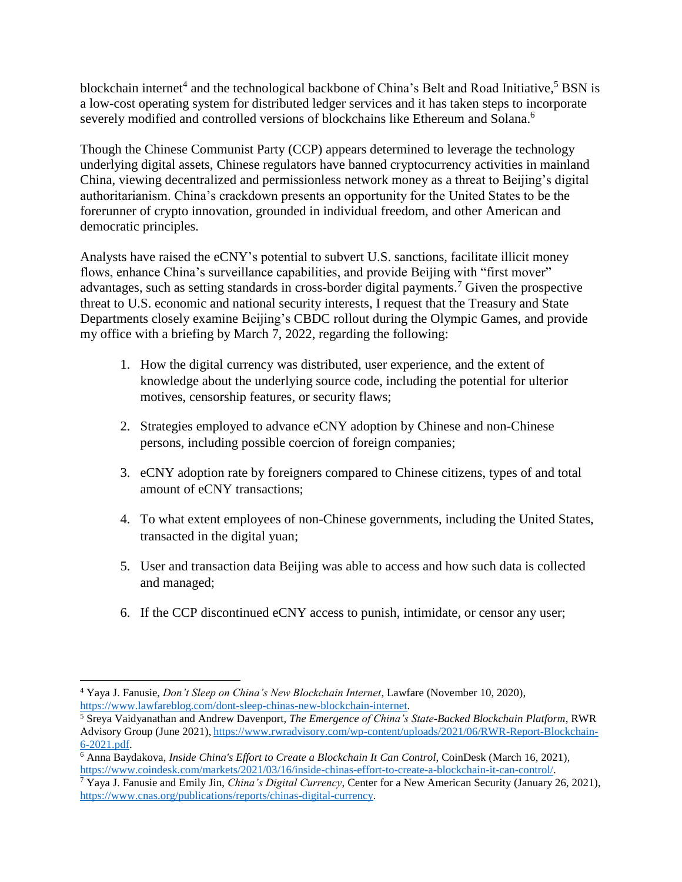blockchain internet[4] and the technological backbone of China's Belt and Road Initiative,[5] BSN is a low-cost operating system for distributed ledger services and it has taken steps to incorporate severely modified and controlled versions of blockchains like Ethereum and Solana.[6]

Though the Chinese Communist Party (CCP) appears determined to leverage the technology underlying digital assets, Chinese regulators have banned cryptocurrency activities in mainland China, viewing decentralized and permissionless network money as a threat to Beijing's digital authoritarianism. China's crackdown presents an opportunity for the United States to be the forerunner of crypto innovation, grounded in individual freedom, and other American and democratic principles.

Analysts have raised the eCNY's potential to subvert U.S. sanctions, facilitate illicit money flows, enhance China's surveillance capabilities, and provide Beijing with "first mover" advantages, such as setting standards in cross-border digital payments.[7] Given the prospective threat to U.S. economic and national security interests, I request that the Treasury and State Departments closely examine Beijing's CBDC rollout during the Olympic Games, and provide my office with a briefing by March 7, 2022, regarding the following:

1. How the digital currency was distributed, user experience, and the extent of knowledge about the underlying source code, including the potential for ulterior motives, censorship features, or security flaws;

2. Strategies employed to advance eCNY adoption by Chinese and non-Chinese persons, including possible coercion of foreign companies;

3. eCNY adoption rate by foreigners compared to Chinese citizens, types of and total amount of eCNY transactions;

4. To what extent employees of non-Chinese governments, including the United States, transacted in the digital yuan;

5. User and transaction data Beijing was able to access and how such data is collected and managed;

6. If the CCP discontinued eCNY access to punish, intimidate, or censor any user;

---

[4] Yaya J. Fanusie, *Don't Sleep on China's New Blockchain Internet*, Lawfare (November 10, 2020), https://www.lawfareblog.com/dont-sleep-chinas-new-blockchain-internet.

[5] Sreya Vaidyanathan and Andrew Davenport, *The Emergence of China's State-Backed Blockchain Platform*, RWR Advisory Group (June 2021), https://www.rwradvisory.com/wp-content/uploads/2021/06/RWR-Report-Blockchain-6-2021.pdf.

[6] Anna Baydakova, *Inside China's Effort to Create a Blockchain It Can Control*, CoinDesk (March 16, 2021), https://www.coindesk.com/markets/2021/03/16/inside-chinas-effort-to-create-a-blockchain-it-can-control/.

[7] Yaya J. Fanusie and Emily Jin, *China's Digital Currency*, Center for a New American Security (January 26, 2021), https://www.cnas.org/publications/reports/chinas-digital-currency.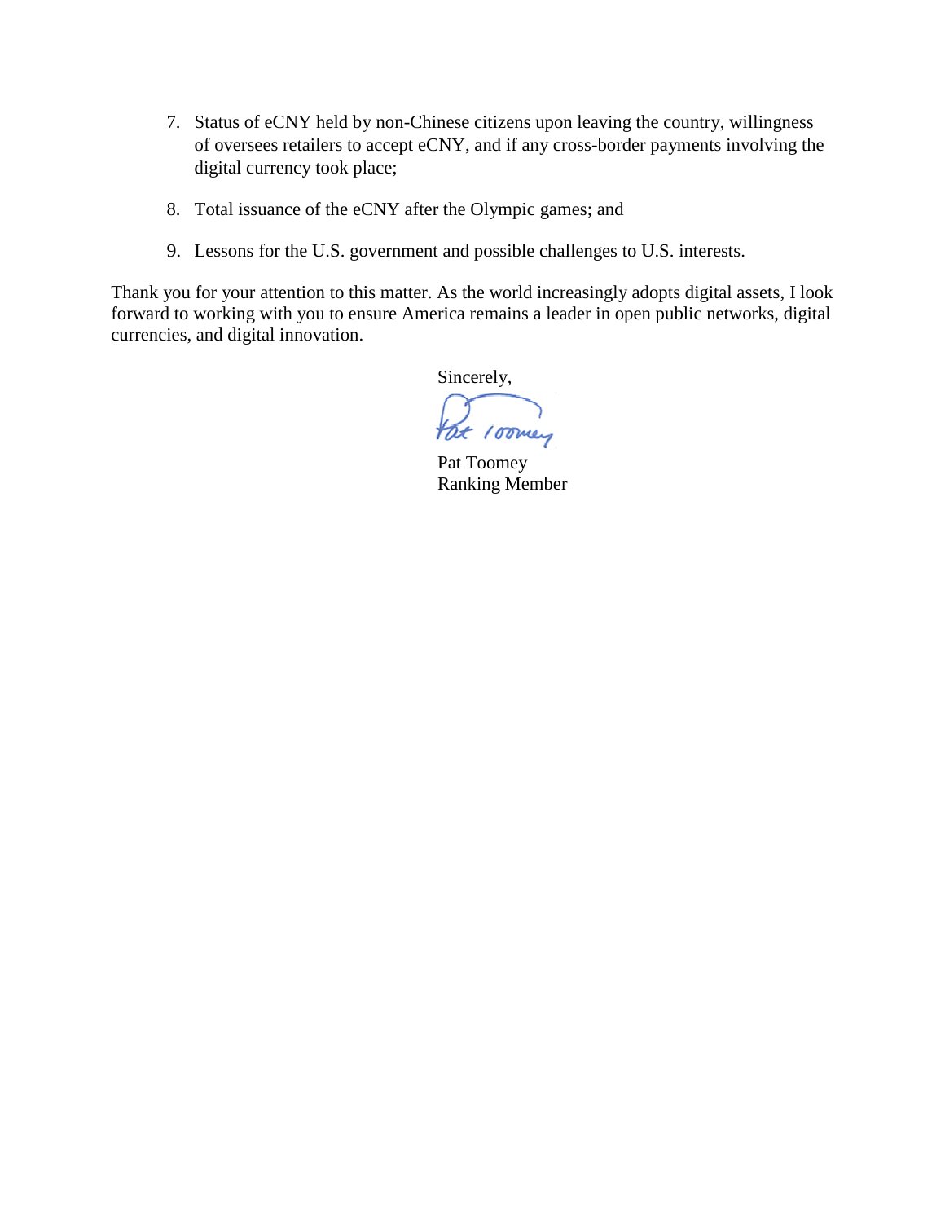7. Status of eCNY held by non-Chinese citizens upon leaving the country, willingness of oversees retailers to accept eCNY, and if any cross-border payments involving the digital currency took place;

8. Total issuance of the eCNY after the Olympic games; and

9. Lessons for the U.S. government and possible challenges to U.S. interests.

Thank you for your attention to this matter. As the world increasingly adopts digital assets, I look forward to working with you to ensure America remains a leader in open public networks, digital currencies, and digital innovation.

Sincerely,

Pat Toomey
Ranking Member